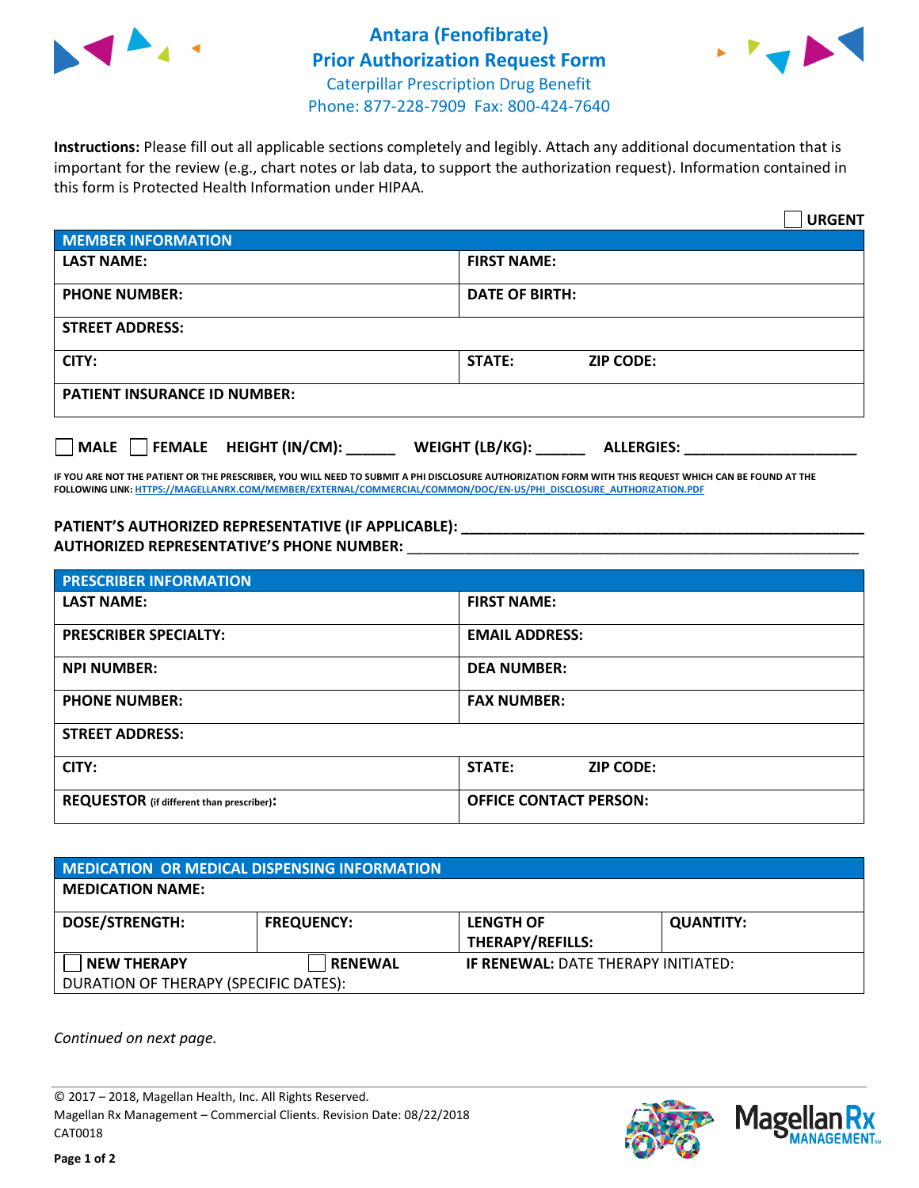# Antara (Fenofibrate) Prior Authorization Request Form

Caterpillar Prescription Drug Benefit
Phone: 877-228-7909 Fax: 800-424-7640

**Instructions:** Please fill out all applicable sections completely and legibly. Attach any additional documentation that is important for the review (e.g., chart notes or lab data, to support the authorization request). Information contained in this form is Protected Health Information under HIPAA.

☐ **URGENT**

| MEMBER INFORMATION | |
|---|---|
| **LAST NAME:** | **FIRST NAME:** |
| **PHONE NUMBER:** | **DATE OF BIRTH:** |
| **STREET ADDRESS:** | |
| **CITY:** | **STATE:** **ZIP CODE:** |
| **PATIENT INSURANCE ID NUMBER:** | |

☐ **MALE** ☐ **FEMALE** **HEIGHT (IN/CM):** ______ **WEIGHT (LB/KG):** ______ **ALLERGIES:** ____________________

**IF YOU ARE NOT THE PATIENT OR THE PRESCRIBER, YOU WILL NEED TO SUBMIT A PHI DISCLOSURE AUTHORIZATION FORM WITH THIS REQUEST WHICH CAN BE FOUND AT THE FOLLOWING LINK: HTTPS://MAGELLANRX.COM/MEMBER/EXTERNAL/COMMERCIAL/COMMON/DOC/EN-US/PHI_DISCLOSURE_AUTHORIZATION.PDF**

**PATIENT'S AUTHORIZED REPRESENTATIVE (IF APPLICABLE):** ____________________________________________

**AUTHORIZED REPRESENTATIVE'S PHONE NUMBER:** ____________________________________________

| PRESCRIBER INFORMATION | |
|---|---|
| **LAST NAME:** | **FIRST NAME:** |
| **PRESCRIBER SPECIALTY:** | **EMAIL ADDRESS:** |
| **NPI NUMBER:** | **DEA NUMBER:** |
| **PHONE NUMBER:** | **FAX NUMBER:** |
| **STREET ADDRESS:** | |
| **CITY:** | **STATE:** **ZIP CODE:** |
| **REQUESTOR** (if different than prescriber)**:** | **OFFICE CONTACT PERSON:** |

| MEDICATION OR MEDICAL DISPENSING INFORMATION | | | |
|---|---|---|---|
| **MEDICATION NAME:** | | | |
| **DOSE/STRENGTH:** | **FREQUENCY:** | **LENGTH OF THERAPY/REFILLS:** | **QUANTITY:** |
| ☐ **NEW THERAPY** | ☐ **RENEWAL** | **IF RENEWAL:** DATE THERAPY INITIATED: | |
| DURATION OF THERAPY (SPECIFIC DATES): | | | |

*Continued on next page.*

© 2017 – 2018, Magellan Health, Inc. All Rights Reserved.
Magellan Rx Management – Commercial Clients. Revision Date: 08/22/2018
CAT0018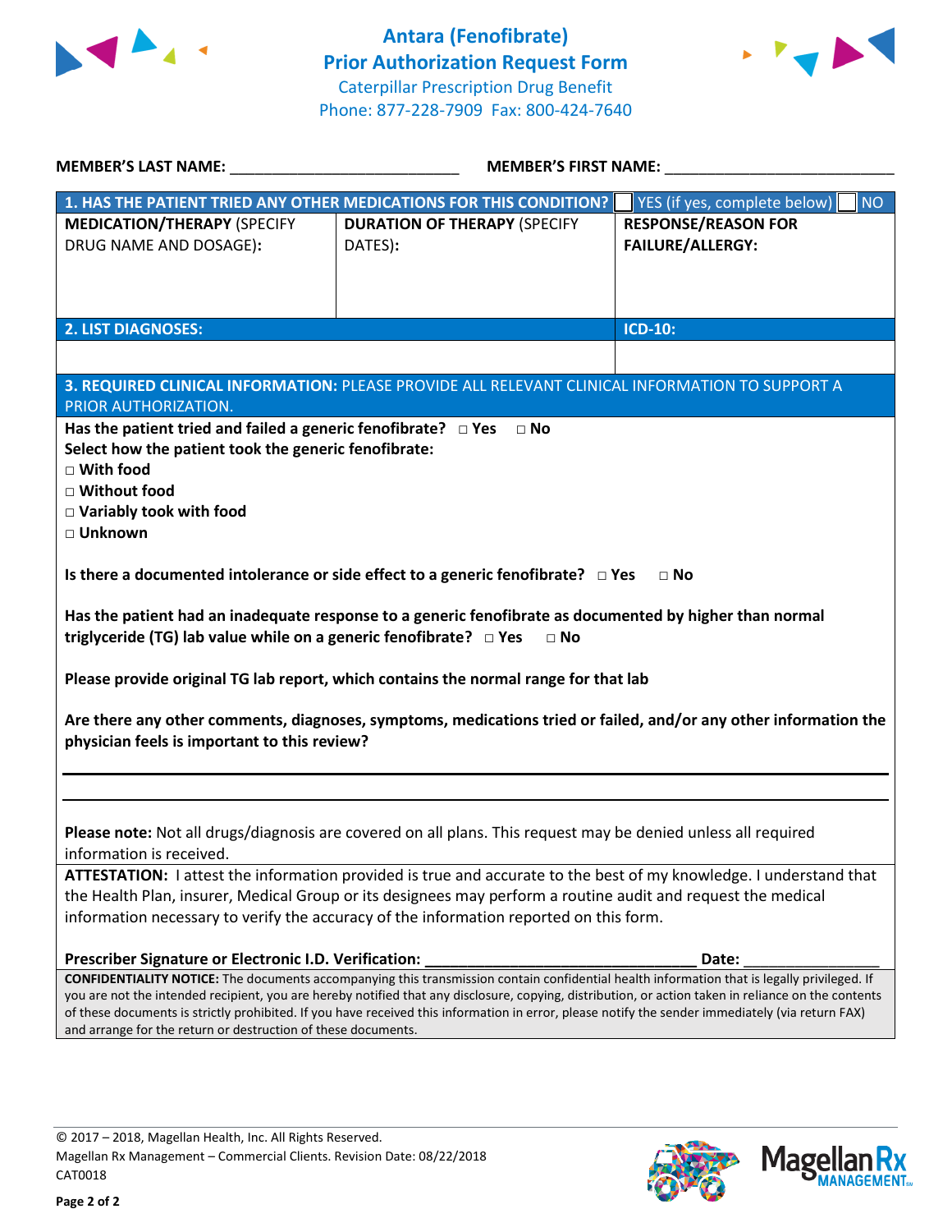# Antara (Fenofibrate) Prior Authorization Request Form

Caterpillar Prescription Drug Benefit
Phone: 877-228-7909 Fax: 800-424-7640

**MEMBER'S LAST NAME:** ___________________________ **MEMBER'S FIRST NAME:** ___________________________

| **1. HAS THE PATIENT TRIED ANY OTHER MEDICATIONS FOR THIS CONDITION?** | | ☐ YES (if yes, complete below) ☐ NO |
|---|---|---|
| **MEDICATION/THERAPY** (SPECIFY DRUG NAME AND DOSAGE): | **DURATION OF THERAPY** (SPECIFY DATES): | **RESPONSE/REASON FOR FAILURE/ALLERGY:** |
| | | |

| **2. LIST DIAGNOSES:** | **ICD-10:** |
|---|---|
| | |

**3. REQUIRED CLINICAL INFORMATION:** PLEASE PROVIDE ALL RELEVANT CLINICAL INFORMATION TO SUPPORT A PRIOR AUTHORIZATION.

**Has the patient tried and failed a generic fenofibrate?** □ **Yes** □ **No**

**Select how the patient took the generic fenofibrate:**

□ **With food**

□ **Without food**

□ **Variably took with food**

□ **Unknown**

**Is there a documented intolerance or side effect to a generic fenofibrate?** □ **Yes** □ **No**

**Has the patient had an inadequate response to a generic fenofibrate as documented by higher than normal triglyceride (TG) lab value while on a generic fenofibrate?** □ **Yes** □ **No**

**Please provide original TG lab report, which contains the normal range for that lab**

**Are there any other comments, diagnoses, symptoms, medications tried or failed, and/or any other information the physician feels is important to this review?**

_______________________________________________________________________________

_______________________________________________________________________________

**Please note:** Not all drugs/diagnosis are covered on all plans. This request may be denied unless all required information is received.

**ATTESTATION:** I attest the information provided is true and accurate to the best of my knowledge. I understand that the Health Plan, insurer, Medical Group or its designees may perform a routine audit and request the medical information necessary to verify the accuracy of the information reported on this form.

**Prescriber Signature or Electronic I.D. Verification:** _________________________________ **Date:** ________________

**CONFIDENTIALITY NOTICE:** The documents accompanying this transmission contain confidential health information that is legally privileged. If you are not the intended recipient, you are hereby notified that any disclosure, copying, distribution, or action taken in reliance on the contents of these documents is strictly prohibited. If you have received this information in error, please notify the sender immediately (via return FAX) and arrange for the return or destruction of these documents.

© 2017 – 2018, Magellan Health, Inc. All Rights Reserved.
Magellan Rx Management – Commercial Clients. Revision Date: 08/22/2018
CAT0018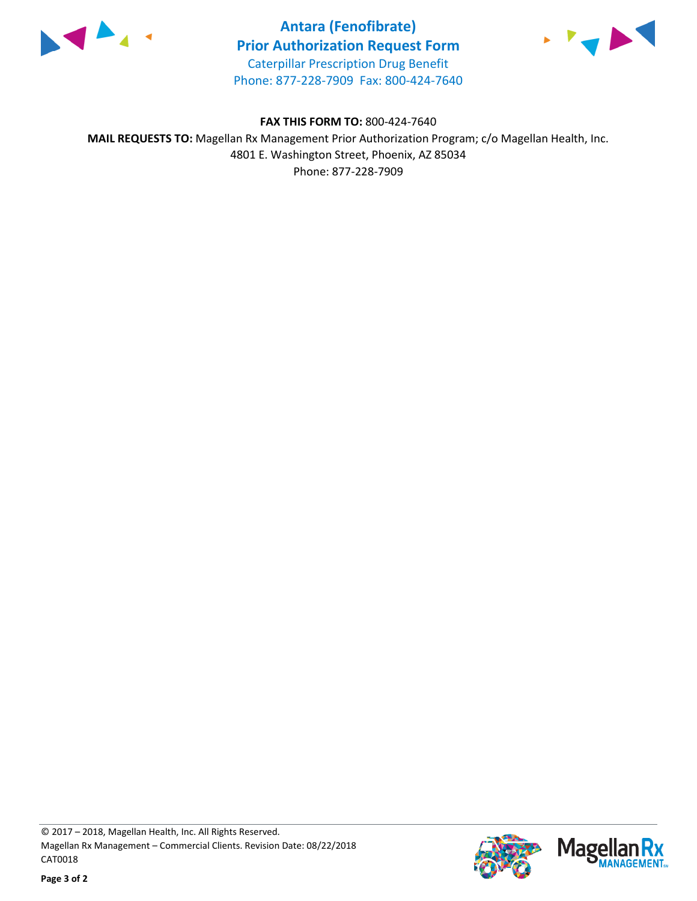# Antara (Fenofibrate)
## Prior Authorization Request Form

Caterpillar Prescription Drug Benefit
Phone: 877-228-7909 Fax: 800-424-7640

**FAX THIS FORM TO:** 800-424-7640
**MAIL REQUESTS TO:** Magellan Rx Management Prior Authorization Program; c/o Magellan Health, Inc.
4801 E. Washington Street, Phoenix, AZ 85034
Phone: 877-228-7909

© 2017 – 2018, Magellan Health, Inc. All Rights Reserved.
Magellan Rx Management – Commercial Clients. Revision Date: 08/22/2018
CAT0018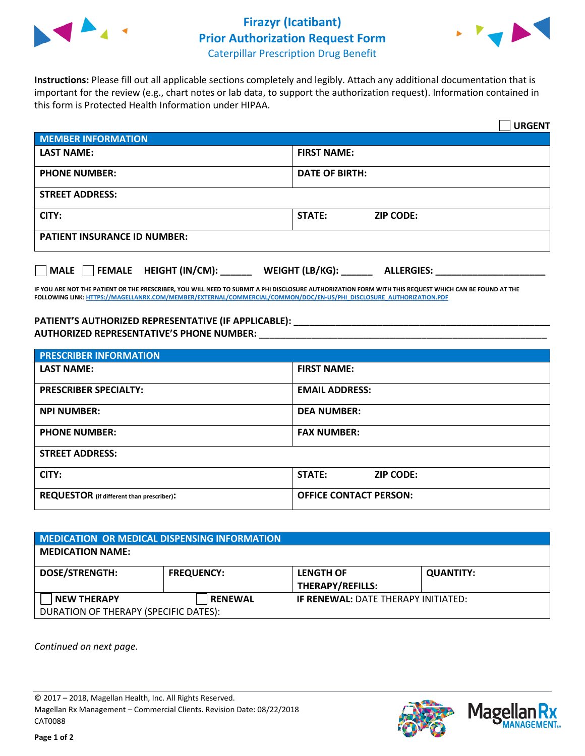# Firazyr (Icatibant)
# Prior Authorization Request Form
## Caterpillar Prescription Drug Benefit

**Instructions:** Please fill out all applicable sections completely and legibly. Attach any additional documentation that is important for the review (e.g., chart notes or lab data, to support the authorization request). Information contained in this form is Protected Health Information under HIPAA.

☐ **URGENT**

| MEMBER INFORMATION | |
|---|---|
| **LAST NAME:** | **FIRST NAME:** |
| **PHONE NUMBER:** | **DATE OF BIRTH:** |
| **STREET ADDRESS:** | |
| **CITY:** | **STATE:** **ZIP CODE:** |
| **PATIENT INSURANCE ID NUMBER:** | |

☐ **MALE** ☐ **FEMALE** **HEIGHT (IN/CM):** ______ **WEIGHT (LB/KG):** ______ **ALLERGIES:** ____________________

**IF YOU ARE NOT THE PATIENT OR THE PRESCRIBER, YOU WILL NEED TO SUBMIT A PHI DISCLOSURE AUTHORIZATION FORM WITH THIS REQUEST WHICH CAN BE FOUND AT THE FOLLOWING LINK:** HTTPS://MAGELLANRX.COM/MEMBER/EXTERNAL/COMMERCIAL/COMMON/DOC/EN-US/PHI_DISCLOSURE_AUTHORIZATION.PDF

**PATIENT'S AUTHORIZED REPRESENTATIVE (IF APPLICABLE):** ____________________________________________

**AUTHORIZED REPRESENTATIVE'S PHONE NUMBER:** ____________________________________________

| PRESCRIBER INFORMATION | |
|---|---|
| **LAST NAME:** | **FIRST NAME:** |
| **PRESCRIBER SPECIALTY:** | **EMAIL ADDRESS:** |
| **NPI NUMBER:** | **DEA NUMBER:** |
| **PHONE NUMBER:** | **FAX NUMBER:** |
| **STREET ADDRESS:** | |
| **CITY:** | **STATE:** **ZIP CODE:** |
| **REQUESTOR** (if different than prescriber)**:** | **OFFICE CONTACT PERSON:** |

| MEDICATION OR MEDICAL DISPENSING INFORMATION | | | |
|---|---|---|---|
| **MEDICATION NAME:** | | | |
| **DOSE/STRENGTH:** | **FREQUENCY:** | **LENGTH OF THERAPY/REFILLS:** | **QUANTITY:** |
| ☐ **NEW THERAPY** | ☐ **RENEWAL** | **IF RENEWAL:** DATE THERAPY INITIATED: | |
| DURATION OF THERAPY (SPECIFIC DATES): | | | |

*Continued on next page.*

© 2017 – 2018, Magellan Health, Inc. All Rights Reserved.
Magellan Rx Management – Commercial Clients. Revision Date: 08/22/2018
CAT0088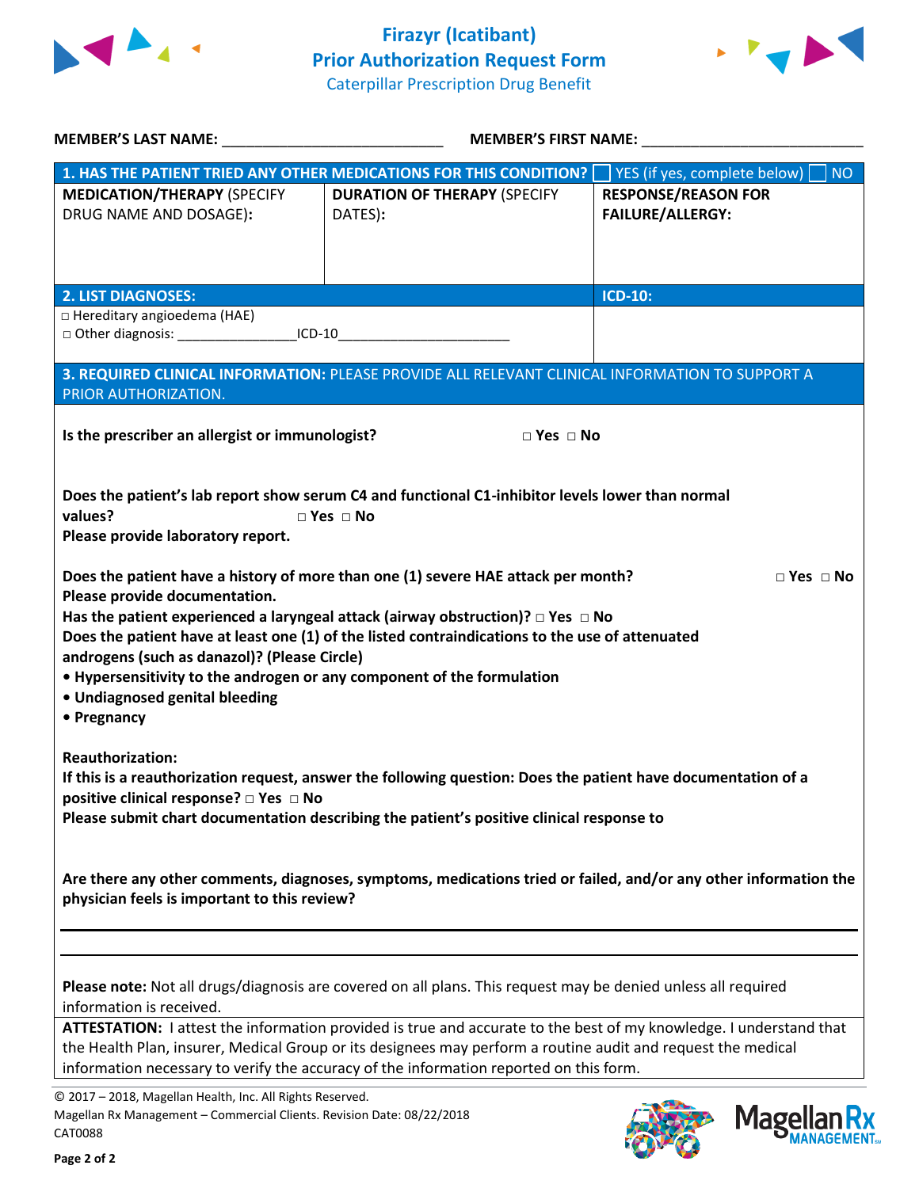# Firazyr (Icatibant)
## Prior Authorization Request Form
### Caterpillar Prescription Drug Benefit

**MEMBER'S LAST NAME:** ___________________________ **MEMBER'S FIRST NAME:** ___________________________

| **1. HAS THE PATIENT TRIED ANY OTHER MEDICATIONS FOR THIS CONDITION?** | | ☐ YES (if yes, complete below) ☐ NO |
|---|---|---|
| **MEDICATION/THERAPY** (SPECIFY DRUG NAME AND DOSAGE): | **DURATION OF THERAPY** (SPECIFY DATES): | **RESPONSE/REASON FOR FAILURE/ALLERGY:** |
| | | |

| **2. LIST DIAGNOSES:** | **ICD-10:** |
|---|---|
| □ Hereditary angioedema (HAE)<br>□ Other diagnosis: _______________ICD-10_______________________ | |

**3. REQUIRED CLINICAL INFORMATION:** PLEASE PROVIDE ALL RELEVANT CLINICAL INFORMATION TO SUPPORT A PRIOR AUTHORIZATION.

**Is the prescriber an allergist or immunologist?** □ **Yes** □ **No**

**Does the patient's lab report show serum C4 and functional C1-inhibitor levels lower than normal values?** □ **Yes** □ **No**
**Please provide laboratory report.**

**Does the patient have a history of more than one (1) severe HAE attack per month?** □ **Yes** □ **No**
**Please provide documentation.**
**Has the patient experienced a laryngeal attack (airway obstruction)?** □ **Yes** □ **No**
**Does the patient have at least one (1) of the listed contraindications to the use of attenuated androgens (such as danazol)? (Please Circle)**
- **Hypersensitivity to the androgen or any component of the formulation**
- **Undiagnosed genital bleeding**
- **Pregnancy**

**Reauthorization:**
**If this is a reauthorization request, answer the following question: Does the patient have documentation of a positive clinical response?** □ **Yes** □ **No**
**Please submit chart documentation describing the patient's positive clinical response to**

**Are there any other comments, diagnoses, symptoms, medications tried or failed, and/or any other information the physician feels is important to this review?**

_____________________________________________________________________________

_____________________________________________________________________________

**Please note:** Not all drugs/diagnosis are covered on all plans. This request may be denied unless all required information is received.

**ATTESTATION:** I attest the information provided is true and accurate to the best of my knowledge. I understand that the Health Plan, insurer, Medical Group or its designees may perform a routine audit and request the medical information necessary to verify the accuracy of the information reported on this form.

© 2017 – 2018, Magellan Health, Inc. All Rights Reserved.
Magellan Rx Management – Commercial Clients. Revision Date: 08/22/2018
CAT0088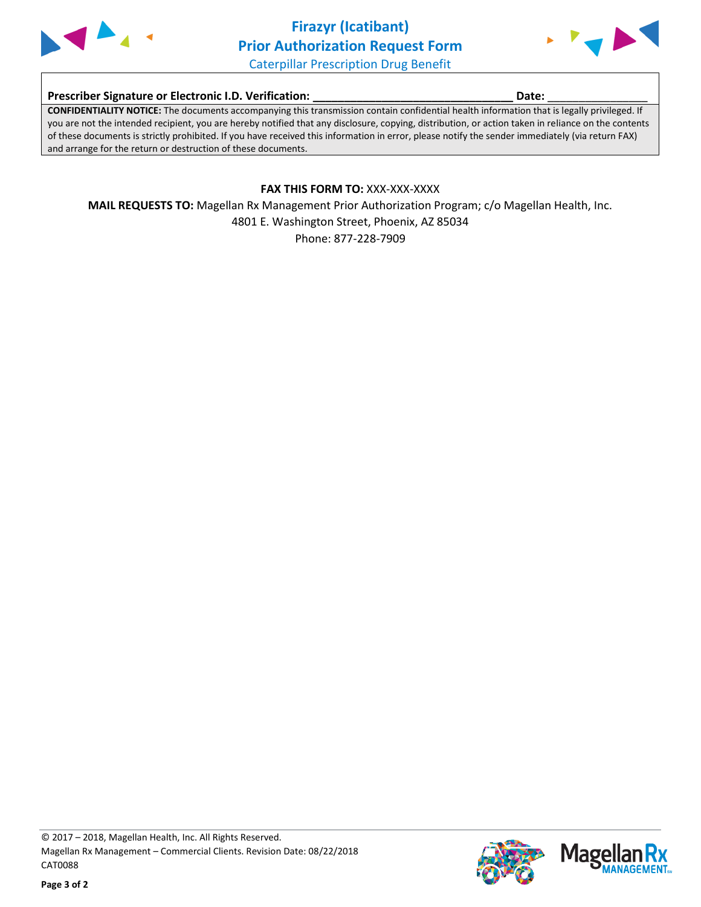**Prescriber Signature or Electronic I.D. Verification:** _______________________________ **Date:** _______________

**CONFIDENTIALITY NOTICE:** The documents accompanying this transmission contain confidential health information that is legally privileged. If you are not the intended recipient, you are hereby notified that any disclosure, copying, distribution, or action taken in reliance on the contents of these documents is strictly prohibited. If you have received this information in error, please notify the sender immediately (via return FAX) and arrange for the return or destruction of these documents.

**FAX THIS FORM TO:** XXX-XXX-XXXX

**MAIL REQUESTS TO:** Magellan Rx Management Prior Authorization Program; c/o Magellan Health, Inc.
4801 E. Washington Street, Phoenix, AZ 85034
Phone: 877-228-7909

© 2017 – 2018, Magellan Health, Inc. All Rights Reserved.
Magellan Rx Management – Commercial Clients. Revision Date: 08/22/2018
CAT0088